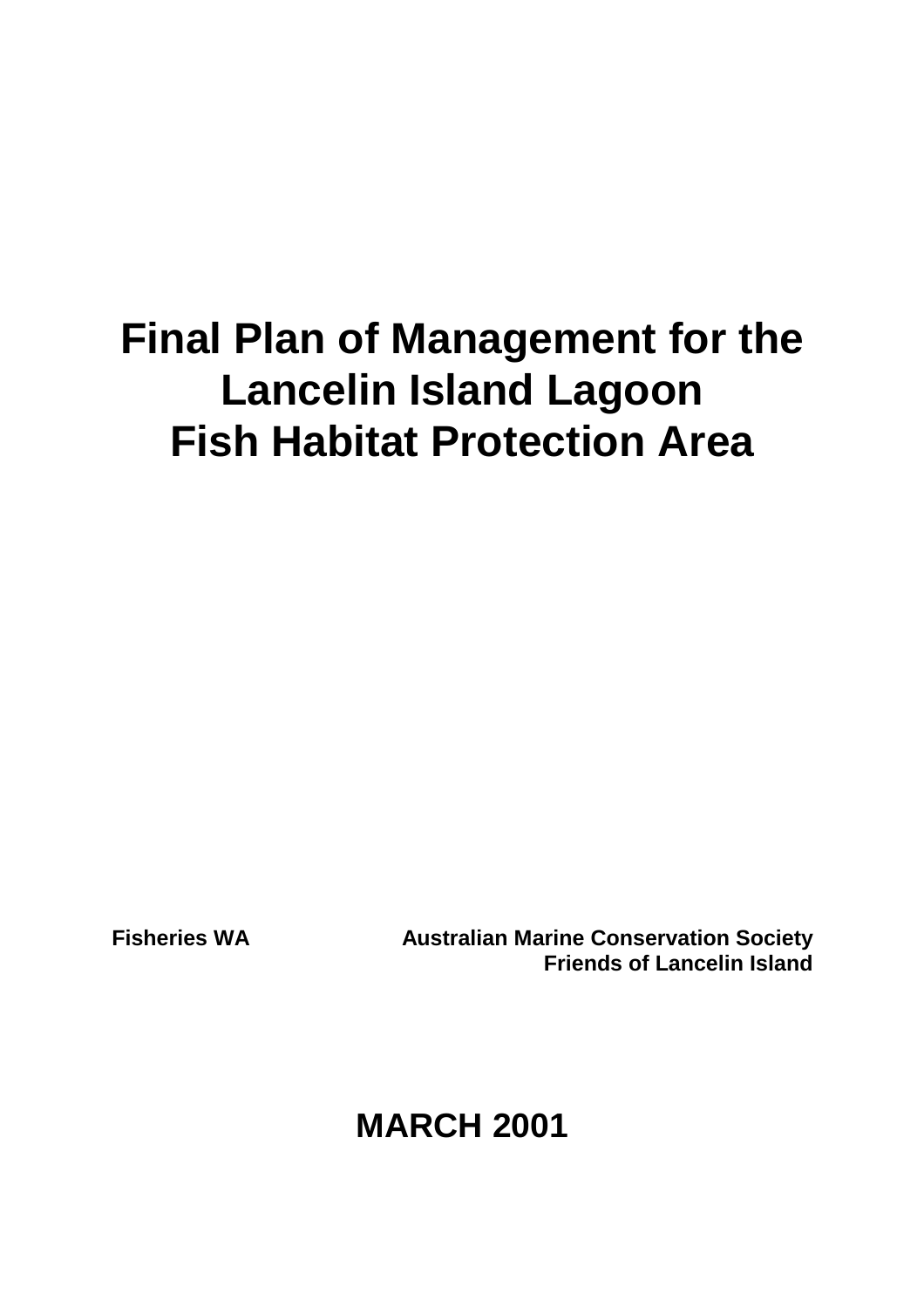# Final Plan of Management for the Lancelin Island Lagoon Fish Habitat Protection Area

**Fisheries WA**

**Australian Marine Conservation Society**
**Friends of Lancelin Island**

**MARCH 2001**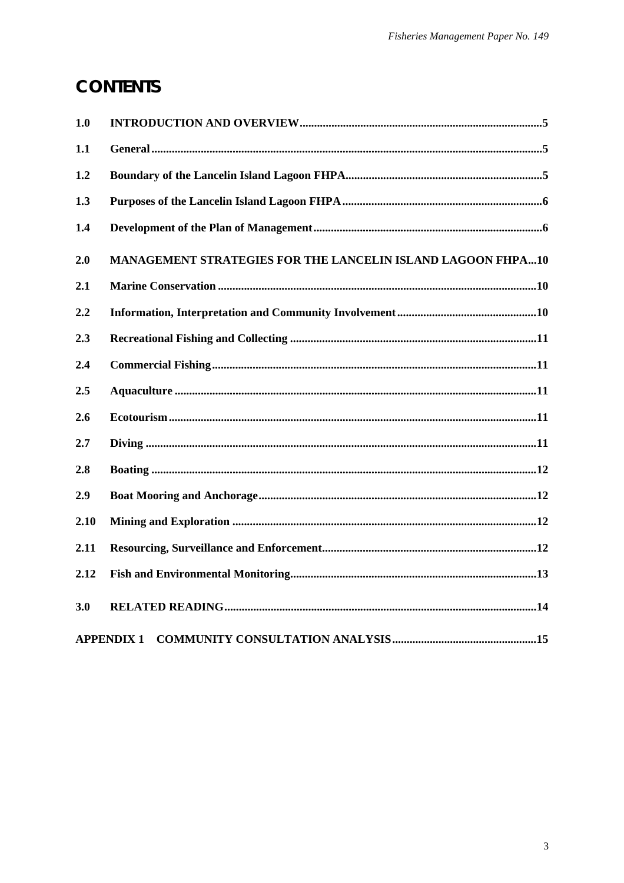# CONTENTS

| | | |
|---|---|---|
| **1.0** | **INTRODUCTION AND OVERVIEW** | **5** |
| **1.1** | **General** | **5** |
| **1.2** | **Boundary of the Lancelin Island Lagoon FHPA** | **5** |
| **1.3** | **Purposes of the Lancelin Island Lagoon FHPA** | **6** |
| **1.4** | **Development of the Plan of Management** | **6** |
| **2.0** | **MANAGEMENT STRATEGIES FOR THE LANCELIN ISLAND LAGOON FHPA** | **10** |
| **2.1** | **Marine Conservation** | **10** |
| **2.2** | **Information, Interpretation and Community Involvement** | **10** |
| **2.3** | **Recreational Fishing and Collecting** | **11** |
| **2.4** | **Commercial Fishing** | **11** |
| **2.5** | **Aquaculture** | **11** |
| **2.6** | **Ecotourism** | **11** |
| **2.7** | **Diving** | **11** |
| **2.8** | **Boating** | **12** |
| **2.9** | **Boat Mooring and Anchorage** | **12** |
| **2.10** | **Mining and Exploration** | **12** |
| **2.11** | **Resourcing, Surveillance and Enforcement** | **12** |
| **2.12** | **Fish and Environmental Monitoring** | **13** |
| **3.0** | **RELATED READING** | **14** |
| **APPENDIX 1** | **COMMUNITY CONSULTATION ANALYSIS** | **15** |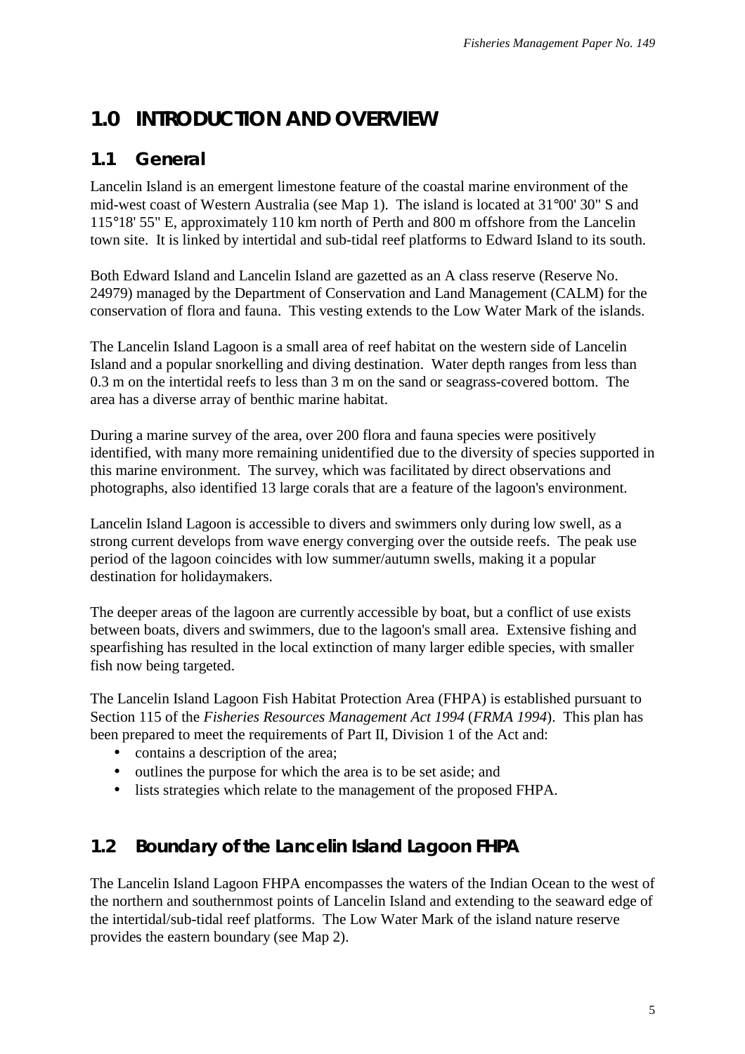# 1.0 INTRODUCTION AND OVERVIEW

## 1.1 General

Lancelin Island is an emergent limestone feature of the coastal marine environment of the mid-west coast of Western Australia (see Map 1). The island is located at 31°00' 30" S and 115°18' 55" E, approximately 110 km north of Perth and 800 m offshore from the Lancelin town site. It is linked by intertidal and sub-tidal reef platforms to Edward Island to its south.

Both Edward Island and Lancelin Island are gazetted as an A class reserve (Reserve No. 24979) managed by the Department of Conservation and Land Management (CALM) for the conservation of flora and fauna. This vesting extends to the Low Water Mark of the islands.

The Lancelin Island Lagoon is a small area of reef habitat on the western side of Lancelin Island and a popular snorkelling and diving destination. Water depth ranges from less than 0.3 m on the intertidal reefs to less than 3 m on the sand or seagrass-covered bottom. The area has a diverse array of benthic marine habitat.

During a marine survey of the area, over 200 flora and fauna species were positively identified, with many more remaining unidentified due to the diversity of species supported in this marine environment. The survey, which was facilitated by direct observations and photographs, also identified 13 large corals that are a feature of the lagoon's environment.

Lancelin Island Lagoon is accessible to divers and swimmers only during low swell, as a strong current develops from wave energy converging over the outside reefs. The peak use period of the lagoon coincides with low summer/autumn swells, making it a popular destination for holidaymakers.

The deeper areas of the lagoon are currently accessible by boat, but a conflict of use exists between boats, divers and swimmers, due to the lagoon's small area. Extensive fishing and spearfishing has resulted in the local extinction of many larger edible species, with smaller fish now being targeted.

The Lancelin Island Lagoon Fish Habitat Protection Area (FHPA) is established pursuant to Section 115 of the *Fisheries Resources Management Act 1994* (*FRMA 1994*). This plan has been prepared to meet the requirements of Part II, Division 1 of the Act and:

- contains a description of the area;
- outlines the purpose for which the area is to be set aside; and
- lists strategies which relate to the management of the proposed FHPA.

## 1.2 Boundary of the Lancelin Island Lagoon FHPA

The Lancelin Island Lagoon FHPA encompasses the waters of the Indian Ocean to the west of the northern and southernmost points of Lancelin Island and extending to the seaward edge of the intertidal/sub-tidal reef platforms. The Low Water Mark of the island nature reserve provides the eastern boundary (see Map 2).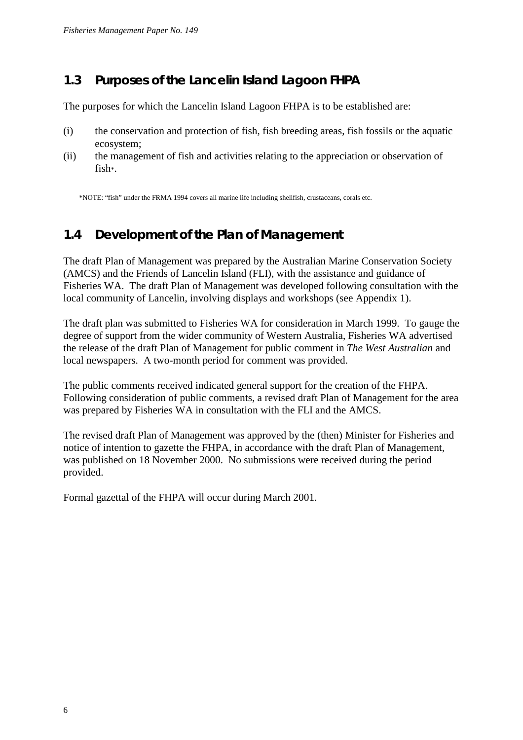## 1.3 Purposes of the Lancelin Island Lagoon FHPA

The purposes for which the Lancelin Island Lagoon FHPA is to be established are:

(i) the conservation and protection of fish, fish breeding areas, fish fossils or the aquatic ecosystem;

(ii) the management of fish and activities relating to the appreciation or observation of fish*.

*NOTE: "fish" under the FRMA 1994 covers all marine life including shellfish, crustaceans, corals etc.

## 1.4 Development of the Plan of Management

The draft Plan of Management was prepared by the Australian Marine Conservation Society (AMCS) and the Friends of Lancelin Island (FLI), with the assistance and guidance of Fisheries WA. The draft Plan of Management was developed following consultation with the local community of Lancelin, involving displays and workshops (see Appendix 1).

The draft plan was submitted to Fisheries WA for consideration in March 1999. To gauge the degree of support from the wider community of Western Australia, Fisheries WA advertised the release of the draft Plan of Management for public comment in *The West Australian* and local newspapers. A two-month period for comment was provided.

The public comments received indicated general support for the creation of the FHPA. Following consideration of public comments, a revised draft Plan of Management for the area was prepared by Fisheries WA in consultation with the FLI and the AMCS.

The revised draft Plan of Management was approved by the (then) Minister for Fisheries and notice of intention to gazette the FHPA, in accordance with the draft Plan of Management, was published on 18 November 2000. No submissions were received during the period provided.

Formal gazettal of the FHPA will occur during March 2001.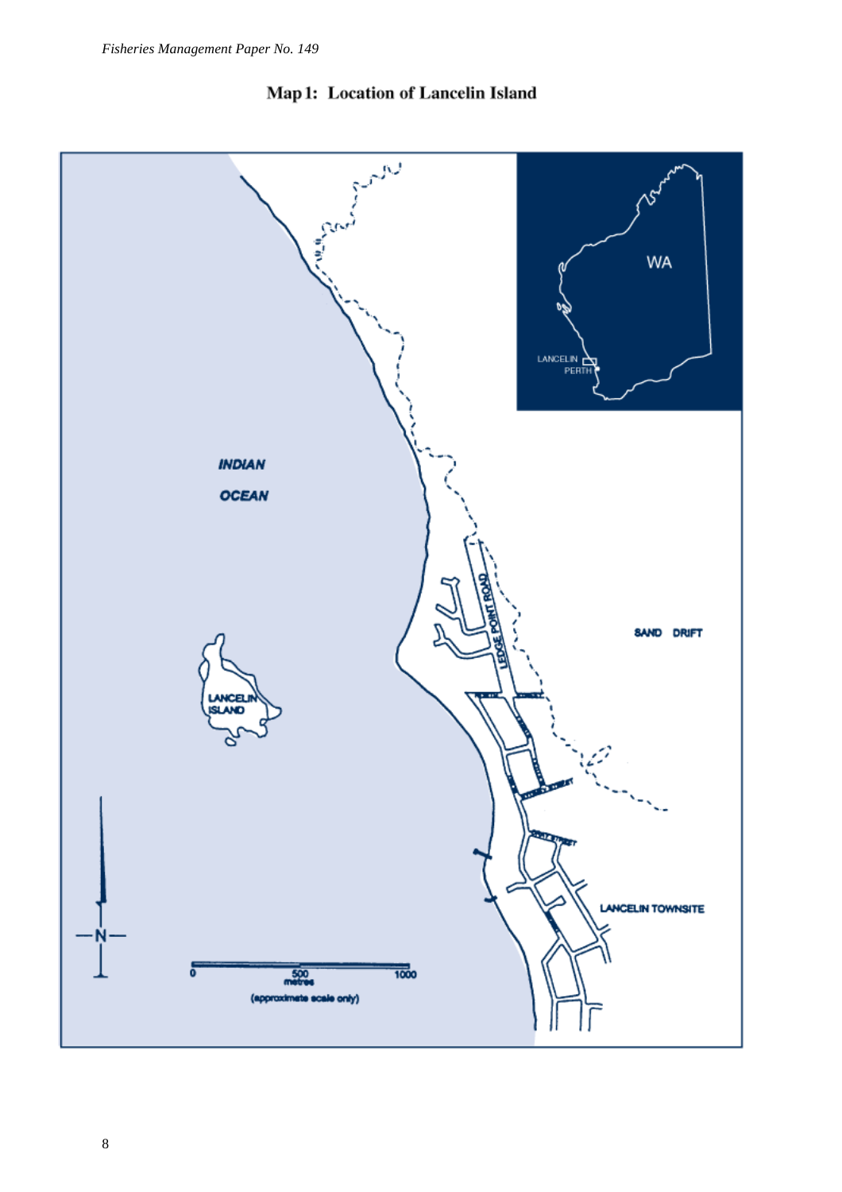## Map 1: Location of Lancelin Island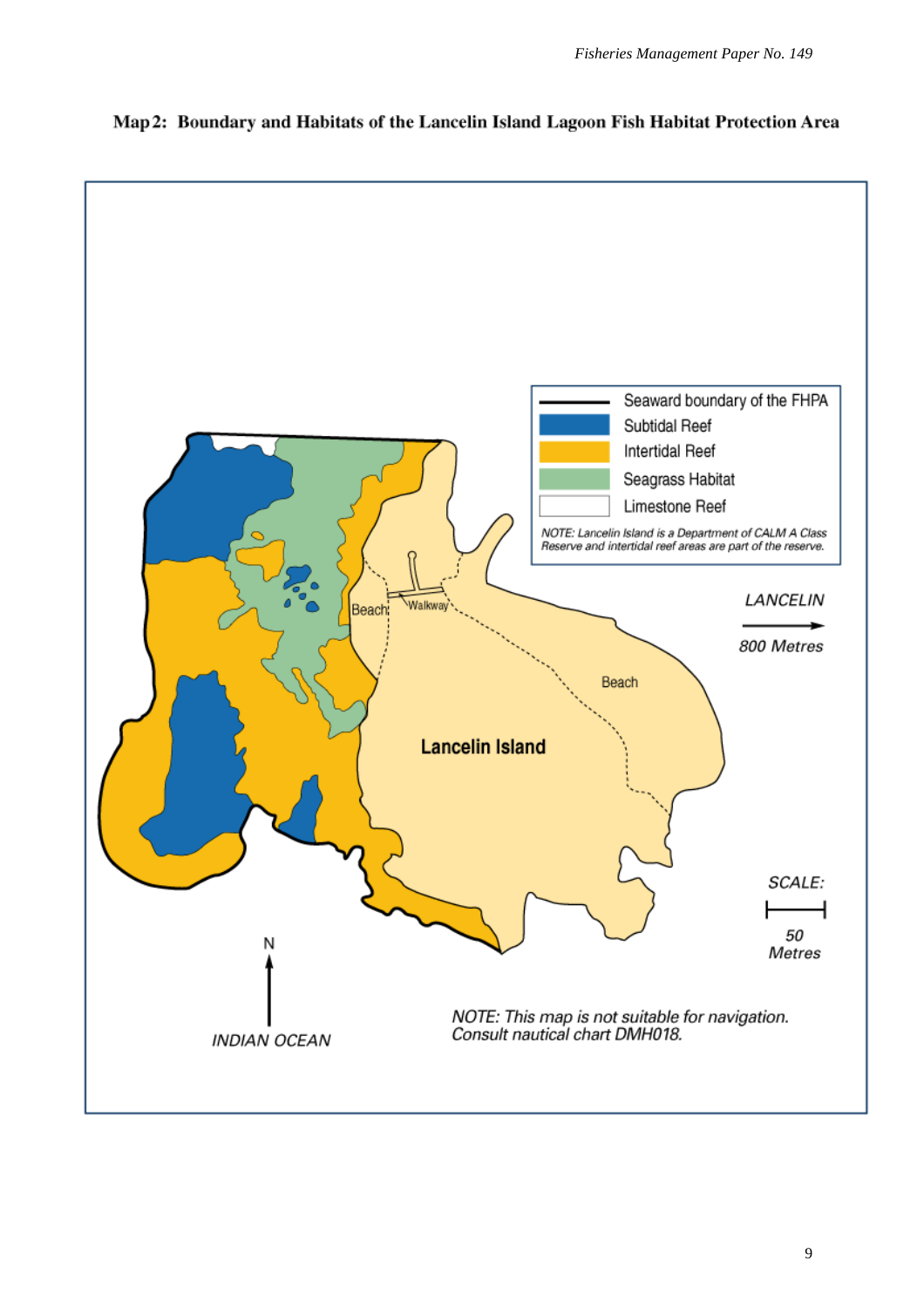**Map 2: Boundary and Habitats of the Lancelin Island Lagoon Fish Habitat Protection Area**

- Seaward boundary of the FHPA
- Subtidal Reef
- Intertidal Reef
- Seagrass Habitat
- Limestone Reef

*NOTE: Lancelin Island is a Department of CALM A Class Reserve and intertidal reef areas are part of the reserve.*

Beach

Walkway

Beach

**Lancelin Island**

*LANCELIN*

*800 Metres*

*SCALE:*

*50 Metres*

N

*INDIAN OCEAN*

*NOTE: This map is not suitable for navigation. Consult nautical chart DMH018.*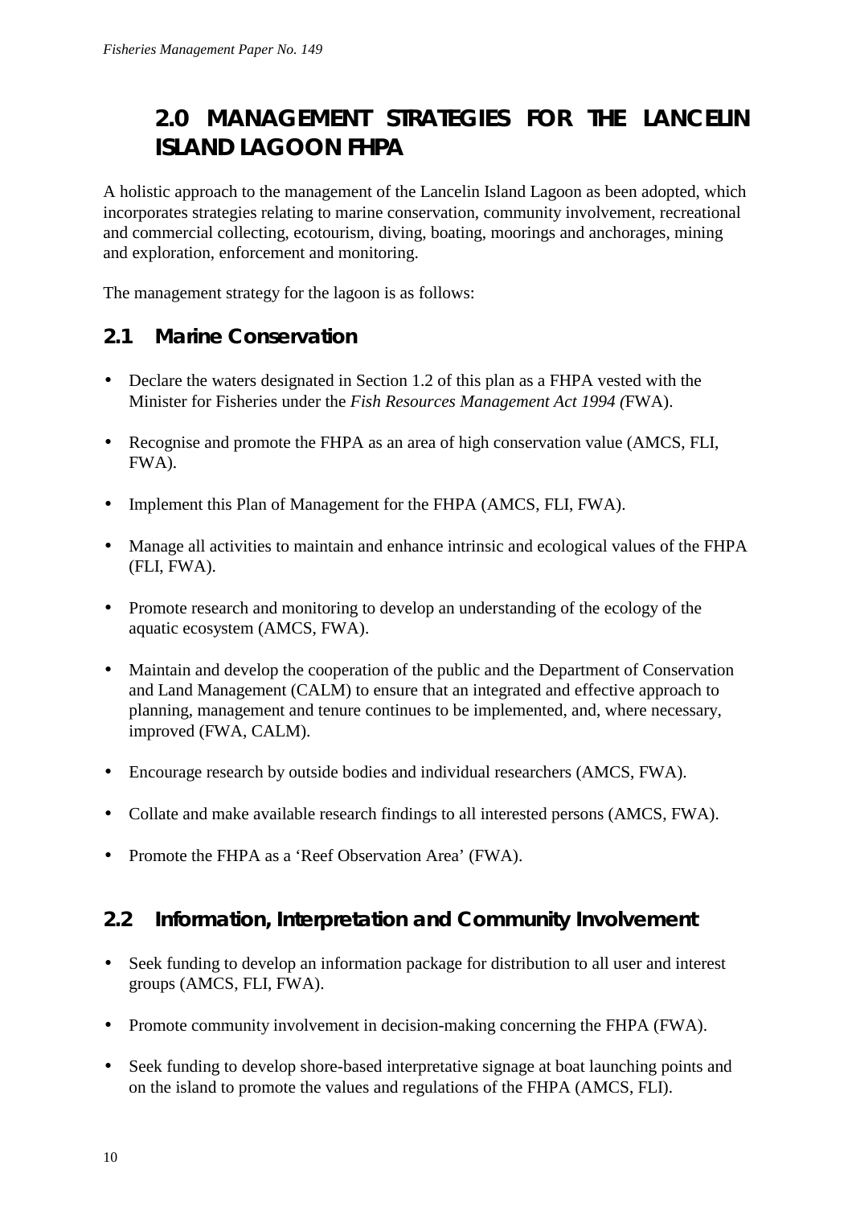# 2.0 MANAGEMENT STRATEGIES FOR THE LANCELIN ISLAND LAGOON FHPA

A holistic approach to the management of the Lancelin Island Lagoon as been adopted, which incorporates strategies relating to marine conservation, community involvement, recreational and commercial collecting, ecotourism, diving, boating, moorings and anchorages, mining and exploration, enforcement and monitoring.

The management strategy for the lagoon is as follows:

## 2.1 Marine Conservation

- Declare the waters designated in Section 1.2 of this plan as a FHPA vested with the Minister for Fisheries under the *Fish Resources Management Act 1994 (*FWA).
- Recognise and promote the FHPA as an area of high conservation value (AMCS, FLI, FWA).
- Implement this Plan of Management for the FHPA (AMCS, FLI, FWA).
- Manage all activities to maintain and enhance intrinsic and ecological values of the FHPA (FLI, FWA).
- Promote research and monitoring to develop an understanding of the ecology of the aquatic ecosystem (AMCS, FWA).
- Maintain and develop the cooperation of the public and the Department of Conservation and Land Management (CALM) to ensure that an integrated and effective approach to planning, management and tenure continues to be implemented, and, where necessary, improved (FWA, CALM).
- Encourage research by outside bodies and individual researchers (AMCS, FWA).
- Collate and make available research findings to all interested persons (AMCS, FWA).
- Promote the FHPA as a 'Reef Observation Area' (FWA).

## 2.2 Information, Interpretation and Community Involvement

- Seek funding to develop an information package for distribution to all user and interest groups (AMCS, FLI, FWA).
- Promote community involvement in decision-making concerning the FHPA (FWA).
- Seek funding to develop shore-based interpretative signage at boat launching points and on the island to promote the values and regulations of the FHPA (AMCS, FLI).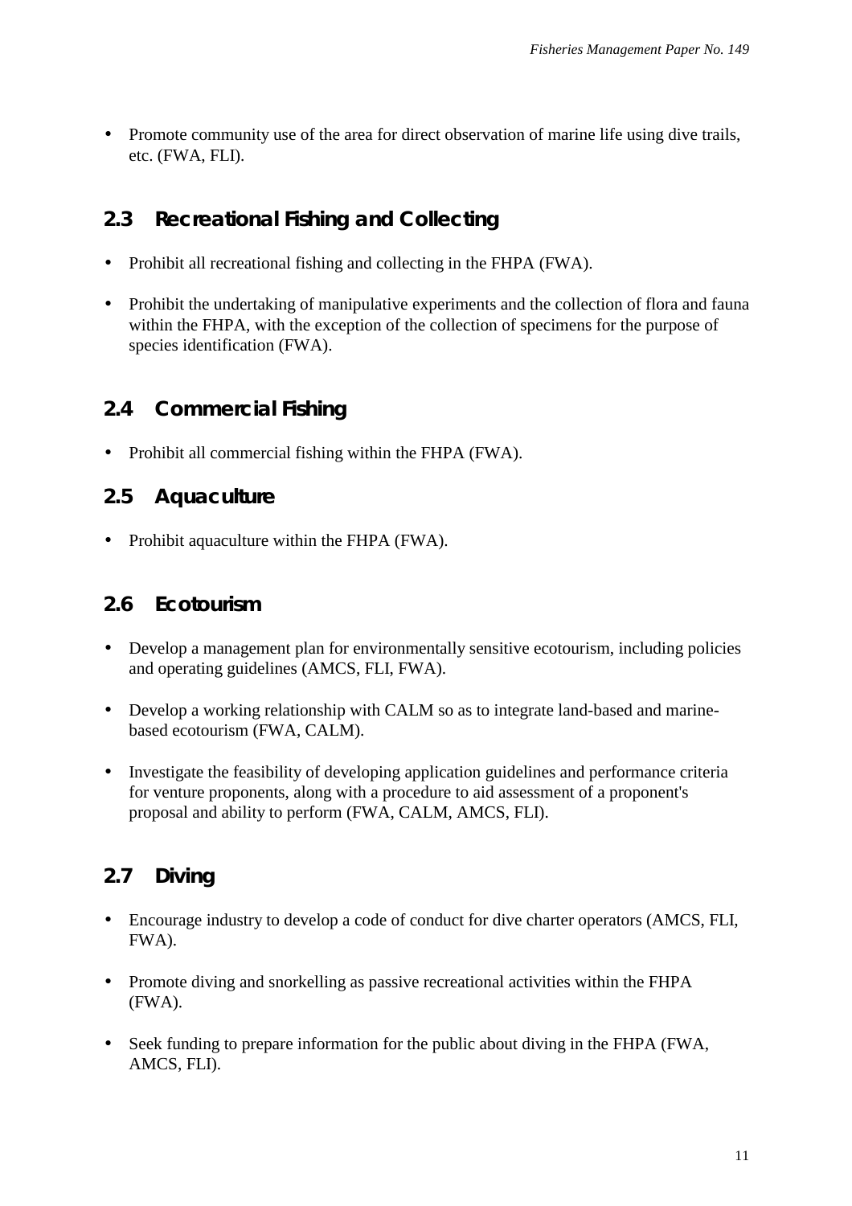- Promote community use of the area for direct observation of marine life using dive trails, etc. (FWA, FLI).

## 2.3 Recreational Fishing and Collecting

- Prohibit all recreational fishing and collecting in the FHPA (FWA).
- Prohibit the undertaking of manipulative experiments and the collection of flora and fauna within the FHPA, with the exception of the collection of specimens for the purpose of species identification (FWA).

## 2.4 Commercial Fishing

- Prohibit all commercial fishing within the FHPA (FWA).

## 2.5 Aquaculture

- Prohibit aquaculture within the FHPA (FWA).

## 2.6 Ecotourism

- Develop a management plan for environmentally sensitive ecotourism, including policies and operating guidelines (AMCS, FLI, FWA).
- Develop a working relationship with CALM so as to integrate land-based and marine-based ecotourism (FWA, CALM).
- Investigate the feasibility of developing application guidelines and performance criteria for venture proponents, along with a procedure to aid assessment of a proponent's proposal and ability to perform (FWA, CALM, AMCS, FLI).

## 2.7 Diving

- Encourage industry to develop a code of conduct for dive charter operators (AMCS, FLI, FWA).
- Promote diving and snorkelling as passive recreational activities within the FHPA (FWA).
- Seek funding to prepare information for the public about diving in the FHPA (FWA, AMCS, FLI).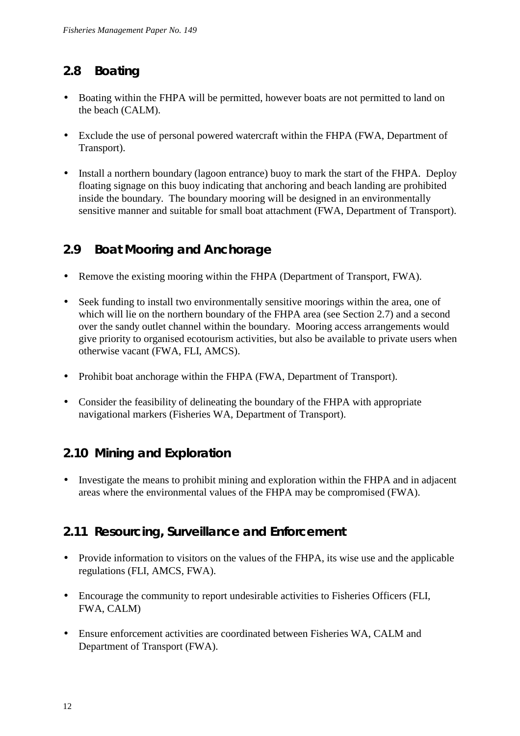## 2.8 Boating

- Boating within the FHPA will be permitted, however boats are not permitted to land on the beach (CALM).
- Exclude the use of personal powered watercraft within the FHPA (FWA, Department of Transport).
- Install a northern boundary (lagoon entrance) buoy to mark the start of the FHPA. Deploy floating signage on this buoy indicating that anchoring and beach landing are prohibited inside the boundary. The boundary mooring will be designed in an environmentally sensitive manner and suitable for small boat attachment (FWA, Department of Transport).

## 2.9 Boat Mooring and Anchorage

- Remove the existing mooring within the FHPA (Department of Transport, FWA).
- Seek funding to install two environmentally sensitive moorings within the area, one of which will lie on the northern boundary of the FHPA area (see Section 2.7) and a second over the sandy outlet channel within the boundary. Mooring access arrangements would give priority to organised ecotourism activities, but also be available to private users when otherwise vacant (FWA, FLI, AMCS).
- Prohibit boat anchorage within the FHPA (FWA, Department of Transport).
- Consider the feasibility of delineating the boundary of the FHPA with appropriate navigational markers (Fisheries WA, Department of Transport).

## 2.10 Mining and Exploration

- Investigate the means to prohibit mining and exploration within the FHPA and in adjacent areas where the environmental values of the FHPA may be compromised (FWA).

## 2.11 Resourcing, Surveillance and Enforcement

- Provide information to visitors on the values of the FHPA, its wise use and the applicable regulations (FLI, AMCS, FWA).
- Encourage the community to report undesirable activities to Fisheries Officers (FLI, FWA, CALM)
- Ensure enforcement activities are coordinated between Fisheries WA, CALM and Department of Transport (FWA).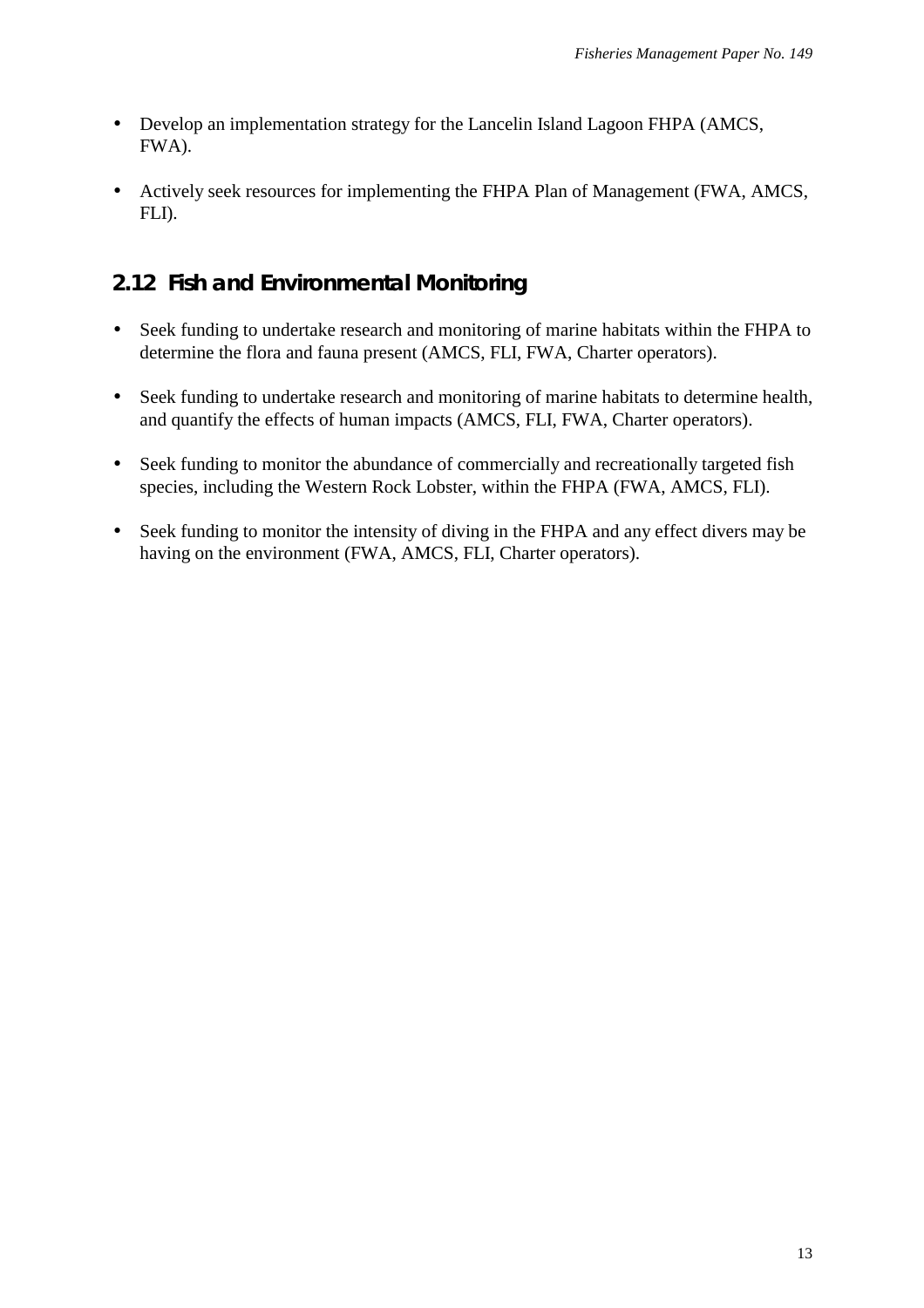- Develop an implementation strategy for the Lancelin Island Lagoon FHPA (AMCS, FWA).

- Actively seek resources for implementing the FHPA Plan of Management (FWA, AMCS, FLI).

## 2.12 Fish and Environmental Monitoring

- Seek funding to undertake research and monitoring of marine habitats within the FHPA to determine the flora and fauna present (AMCS, FLI, FWA, Charter operators).

- Seek funding to undertake research and monitoring of marine habitats to determine health, and quantify the effects of human impacts (AMCS, FLI, FWA, Charter operators).

- Seek funding to monitor the abundance of commercially and recreationally targeted fish species, including the Western Rock Lobster, within the FHPA (FWA, AMCS, FLI).

- Seek funding to monitor the intensity of diving in the FHPA and any effect divers may be having on the environment (FWA, AMCS, FLI, Charter operators).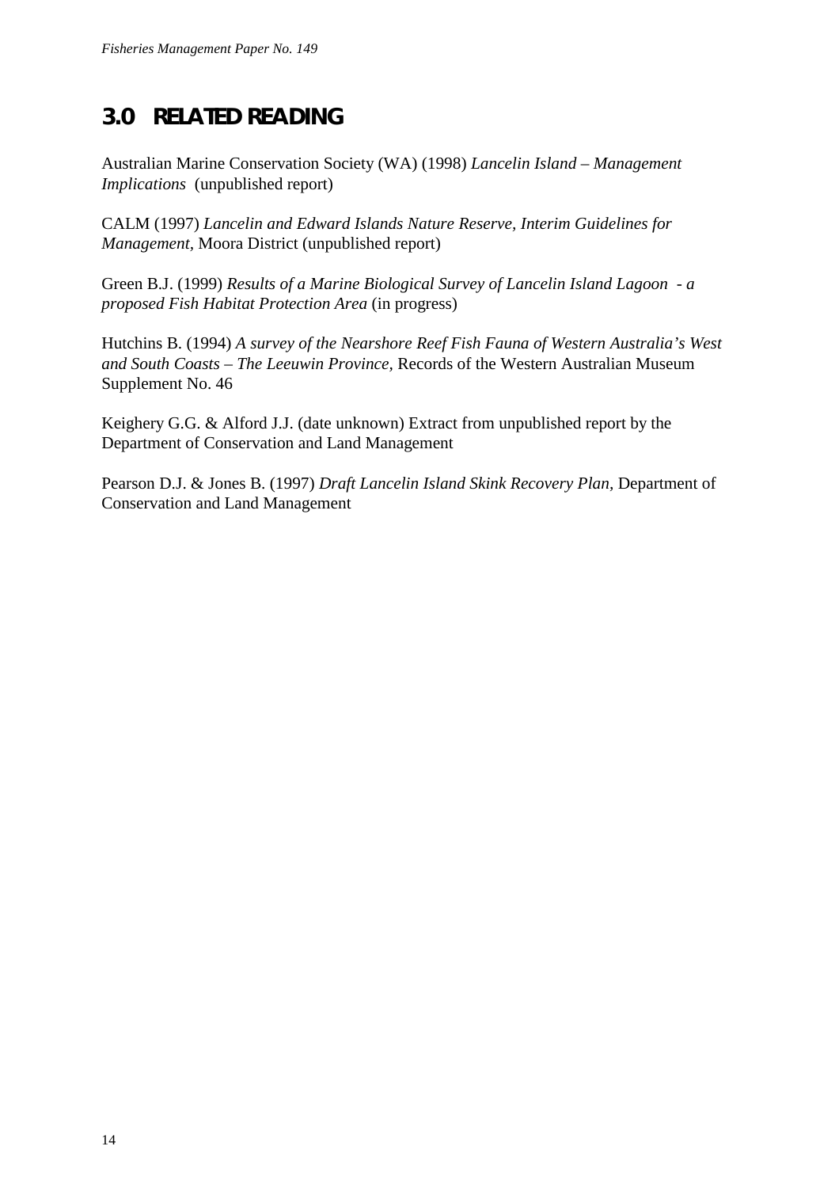## 3.0 RELATED READING

Australian Marine Conservation Society (WA) (1998) *Lancelin Island – Management Implications* (unpublished report)

CALM (1997) *Lancelin and Edward Islands Nature Reserve, Interim Guidelines for Management,* Moora District (unpublished report)

Green B.J. (1999) *Results of a Marine Biological Survey of Lancelin Island Lagoon - a proposed Fish Habitat Protection Area* (in progress)

Hutchins B. (1994) *A survey of the Nearshore Reef Fish Fauna of Western Australia's West and South Coasts – The Leeuwin Province,* Records of the Western Australian Museum Supplement No. 46

Keighery G.G. & Alford J.J. (date unknown) Extract from unpublished report by the Department of Conservation and Land Management

Pearson D.J. & Jones B. (1997) *Draft Lancelin Island Skink Recovery Plan,* Department of Conservation and Land Management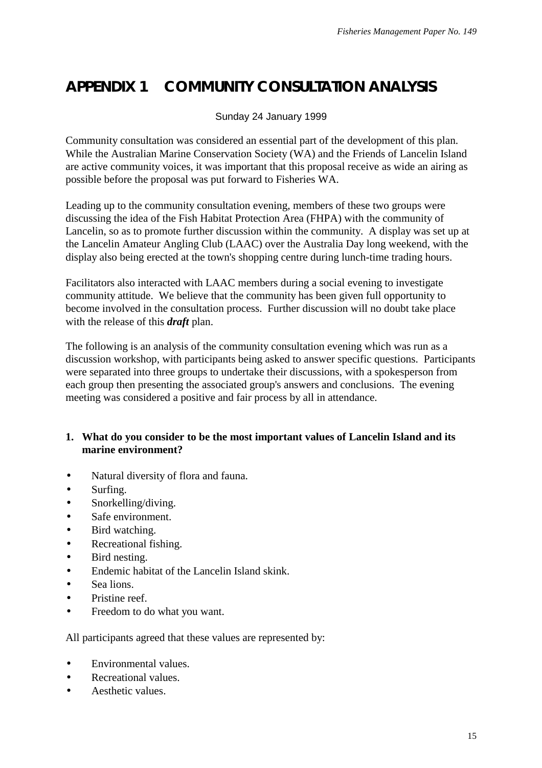# APPENDIX 1 COMMUNITY CONSULTATION ANALYSIS

Sunday 24 January 1999

Community consultation was considered an essential part of the development of this plan. While the Australian Marine Conservation Society (WA) and the Friends of Lancelin Island are active community voices, it was important that this proposal receive as wide an airing as possible before the proposal was put forward to Fisheries WA.

Leading up to the community consultation evening, members of these two groups were discussing the idea of the Fish Habitat Protection Area (FHPA) with the community of Lancelin, so as to promote further discussion within the community. A display was set up at the Lancelin Amateur Angling Club (LAAC) over the Australia Day long weekend, with the display also being erected at the town's shopping centre during lunch-time trading hours.

Facilitators also interacted with LAAC members during a social evening to investigate community attitude. We believe that the community has been given full opportunity to become involved in the consultation process. Further discussion will no doubt take place with the release of this ***draft*** plan.

The following is an analysis of the community consultation evening which was run as a discussion workshop, with participants being asked to answer specific questions. Participants were separated into three groups to undertake their discussions, with a spokesperson from each group then presenting the associated group's answers and conclusions. The evening meeting was considered a positive and fair process by all in attendance.

**1. What do you consider to be the most important values of Lancelin Island and its marine environment?**

- Natural diversity of flora and fauna.
- Surfing.
- Snorkelling/diving.
- Safe environment.
- Bird watching.
- Recreational fishing.
- Bird nesting.
- Endemic habitat of the Lancelin Island skink.
- Sea lions.
- Pristine reef.
- Freedom to do what you want.

All participants agreed that these values are represented by:

- Environmental values.
- Recreational values.
- Aesthetic values.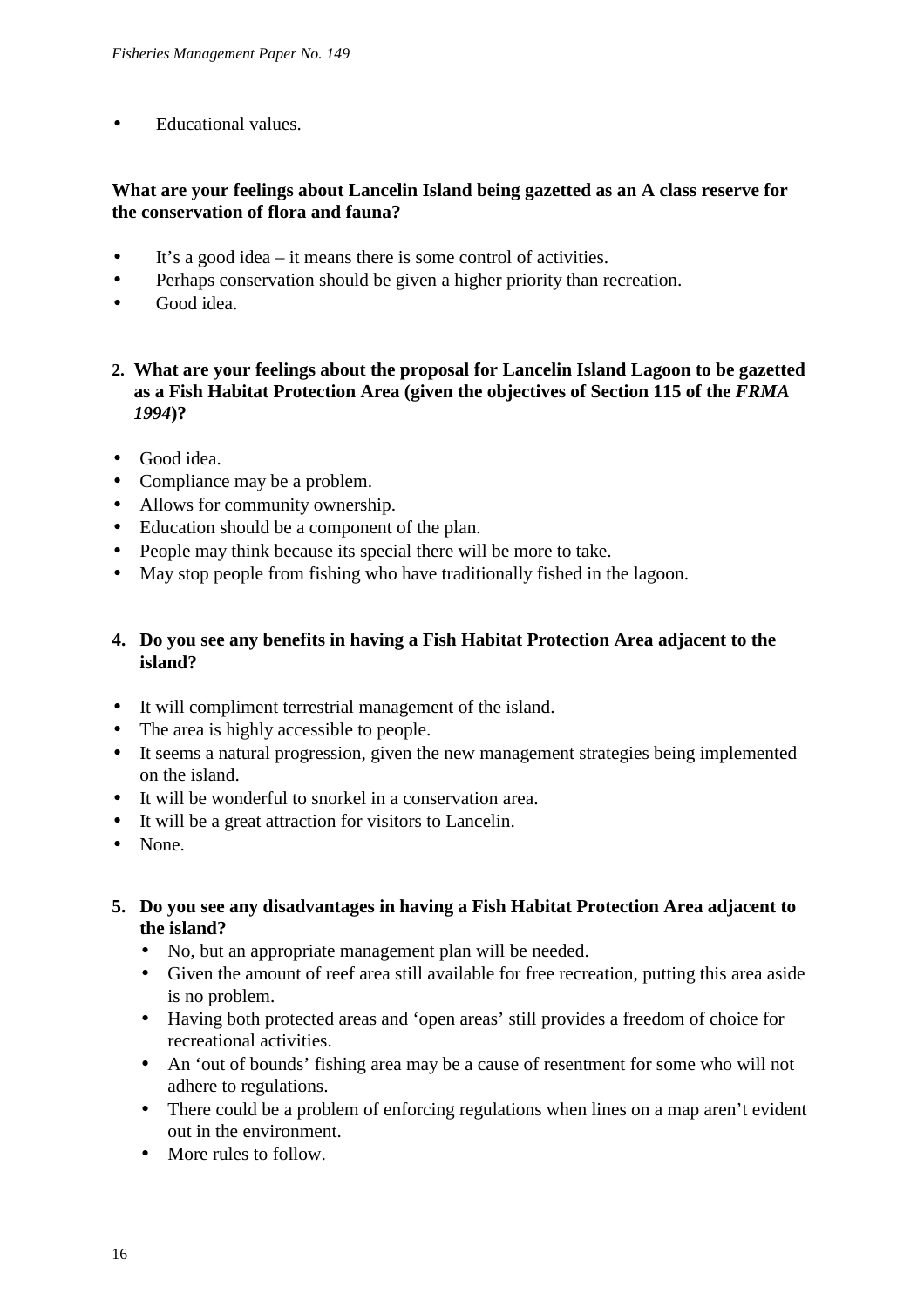- Educational values.

**What are your feelings about Lancelin Island being gazetted as an A class reserve for the conservation of flora and fauna?**

- It's a good idea – it means there is some control of activities.
- Perhaps conservation should be given a higher priority than recreation.
- Good idea.

**2. What are your feelings about the proposal for Lancelin Island Lagoon to be gazetted as a Fish Habitat Protection Area (given the objectives of Section 115 of the *FRMA 1994*)?**

- Good idea.
- Compliance may be a problem.
- Allows for community ownership.
- Education should be a component of the plan.
- People may think because its special there will be more to take.
- May stop people from fishing who have traditionally fished in the lagoon.

**4. Do you see any benefits in having a Fish Habitat Protection Area adjacent to the island?**

- It will compliment terrestrial management of the island.
- The area is highly accessible to people.
- It seems a natural progression, given the new management strategies being implemented on the island.
- It will be wonderful to snorkel in a conservation area.
- It will be a great attraction for visitors to Lancelin.
- None.

**5. Do you see any disadvantages in having a Fish Habitat Protection Area adjacent to the island?**

- No, but an appropriate management plan will be needed.
- Given the amount of reef area still available for free recreation, putting this area aside is no problem.
- Having both protected areas and 'open areas' still provides a freedom of choice for recreational activities.
- An 'out of bounds' fishing area may be a cause of resentment for some who will not adhere to regulations.
- There could be a problem of enforcing regulations when lines on a map aren't evident out in the environment.
- More rules to follow.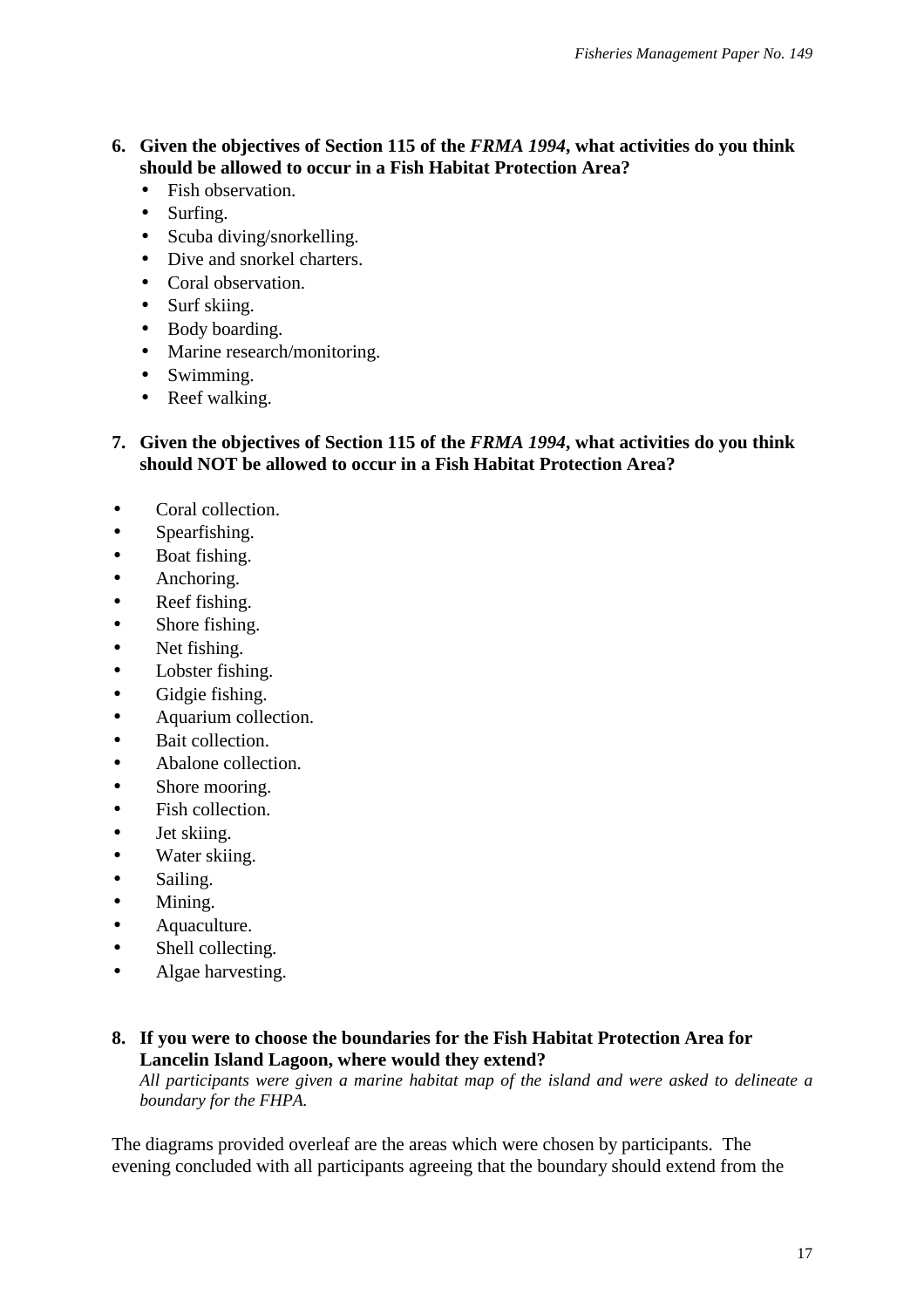6. **Given the objectives of Section 115 of the *FRMA 1994*, what activities do you think should be allowed to occur in a Fish Habitat Protection Area?**
   - Fish observation.
   - Surfing.
   - Scuba diving/snorkelling.
   - Dive and snorkel charters.
   - Coral observation.
   - Surf skiing.
   - Body boarding.
   - Marine research/monitoring.
   - Swimming.
   - Reef walking.

7. **Given the objectives of Section 115 of the *FRMA 1994*, what activities do you think should NOT be allowed to occur in a Fish Habitat Protection Area?**

- Coral collection.
- Spearfishing.
- Boat fishing.
- Anchoring.
- Reef fishing.
- Shore fishing.
- Net fishing.
- Lobster fishing.
- Gidgie fishing.
- Aquarium collection.
- Bait collection.
- Abalone collection.
- Shore mooring.
- Fish collection.
- Jet skiing.
- Water skiing.
- Sailing.
- Mining.
- Aquaculture.
- Shell collecting.
- Algae harvesting.

8. **If you were to choose the boundaries for the Fish Habitat Protection Area for Lancelin Island Lagoon, where would they extend?**
   *All participants were given a marine habitat map of the island and were asked to delineate a boundary for the FHPA.*

The diagrams provided overleaf are the areas which were chosen by participants. The evening concluded with all participants agreeing that the boundary should extend from the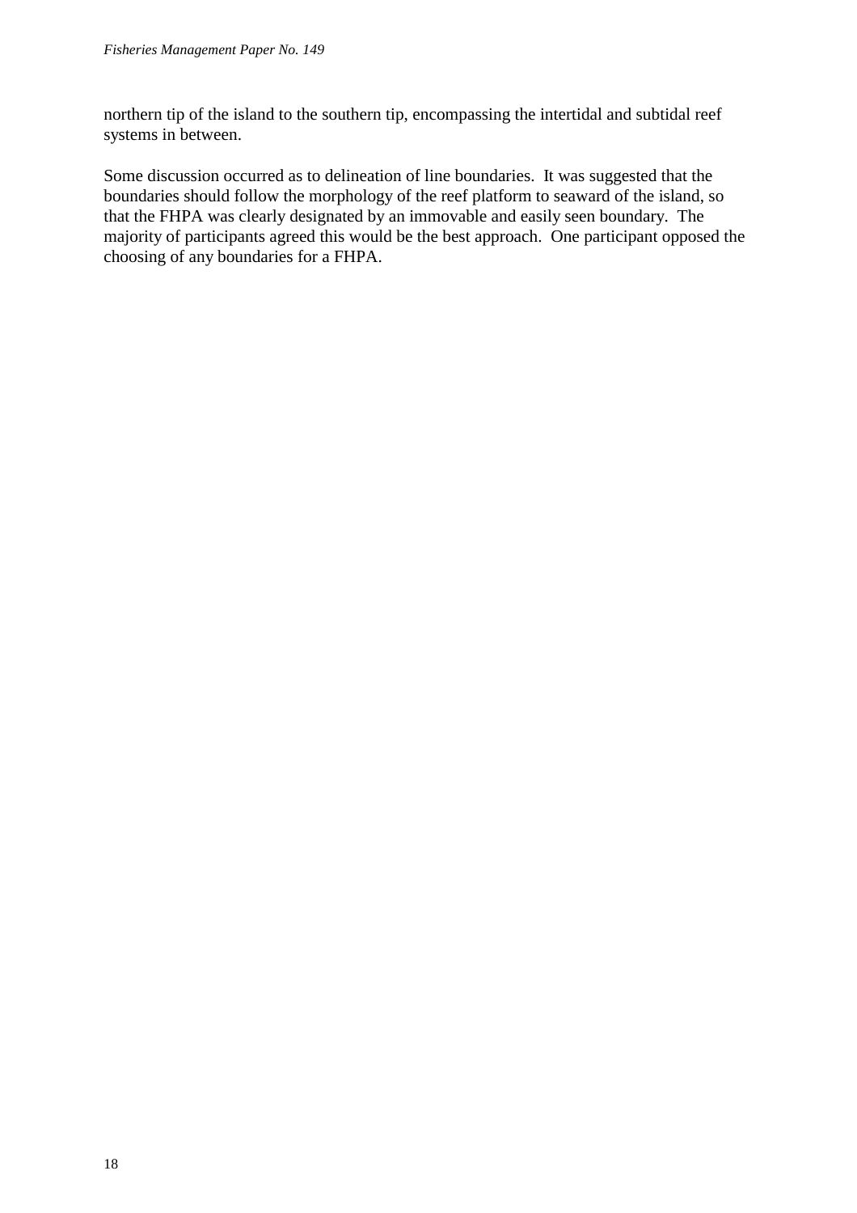northern tip of the island to the southern tip, encompassing the intertidal and subtidal reef systems in between.

Some discussion occurred as to delineation of line boundaries. It was suggested that the boundaries should follow the morphology of the reef platform to seaward of the island, so that the FHPA was clearly designated by an immovable and easily seen boundary. The majority of participants agreed this would be the best approach. One participant opposed the choosing of any boundaries for a FHPA.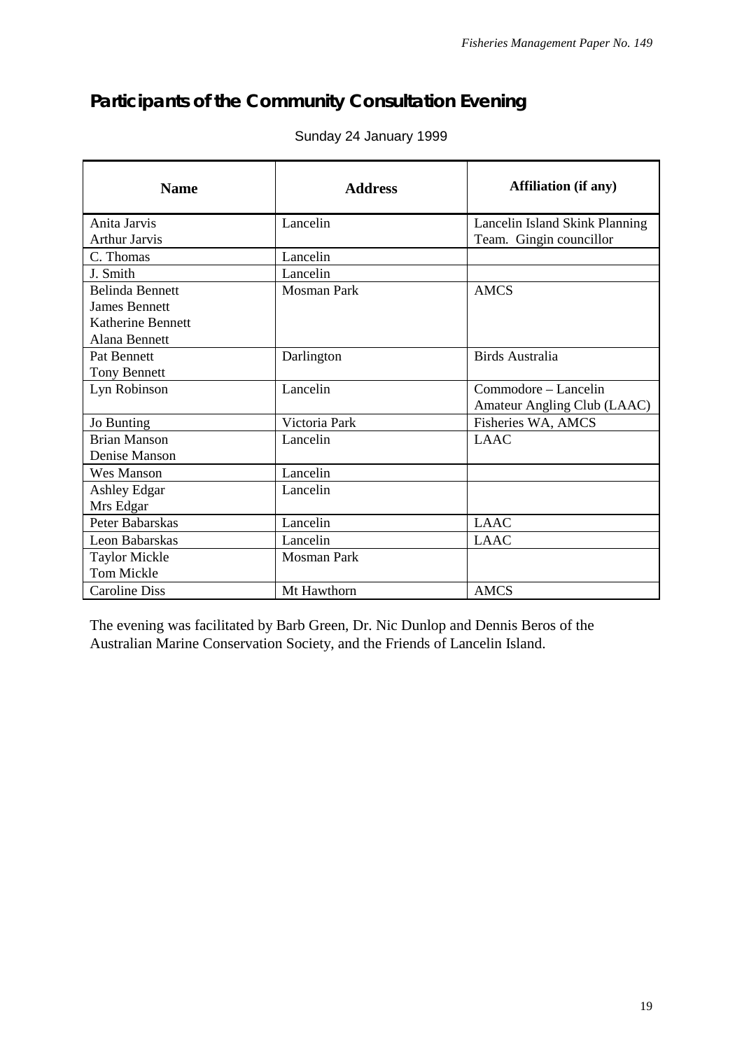# Participants of the Community Consultation Evening

Sunday 24 January 1999

| Name | Address | Affiliation (if any) |
|---|---|---|
| Anita Jarvis<br>Arthur Jarvis | Lancelin | Lancelin Island Skink Planning Team. Gingin councillor |
| C. Thomas | Lancelin | |
| J. Smith | Lancelin | |
| Belinda Bennett<br>James Bennett<br>Katherine Bennett<br>Alana Bennett | Mosman Park | AMCS |
| Pat Bennett<br>Tony Bennett | Darlington | Birds Australia |
| Lyn Robinson | Lancelin | Commodore – Lancelin Amateur Angling Club (LAAC) |
| Jo Bunting | Victoria Park | Fisheries WA, AMCS |
| Brian Manson<br>Denise Manson | Lancelin | LAAC |
| Wes Manson | Lancelin | |
| Ashley Edgar<br>Mrs Edgar | Lancelin | |
| Peter Babarskas | Lancelin | LAAC |
| Leon Babarskas | Lancelin | LAAC |
| Taylor Mickle<br>Tom Mickle | Mosman Park | |
| Caroline Diss | Mt Hawthorn | AMCS |

The evening was facilitated by Barb Green, Dr. Nic Dunlop and Dennis Beros of the Australian Marine Conservation Society, and the Friends of Lancelin Island.